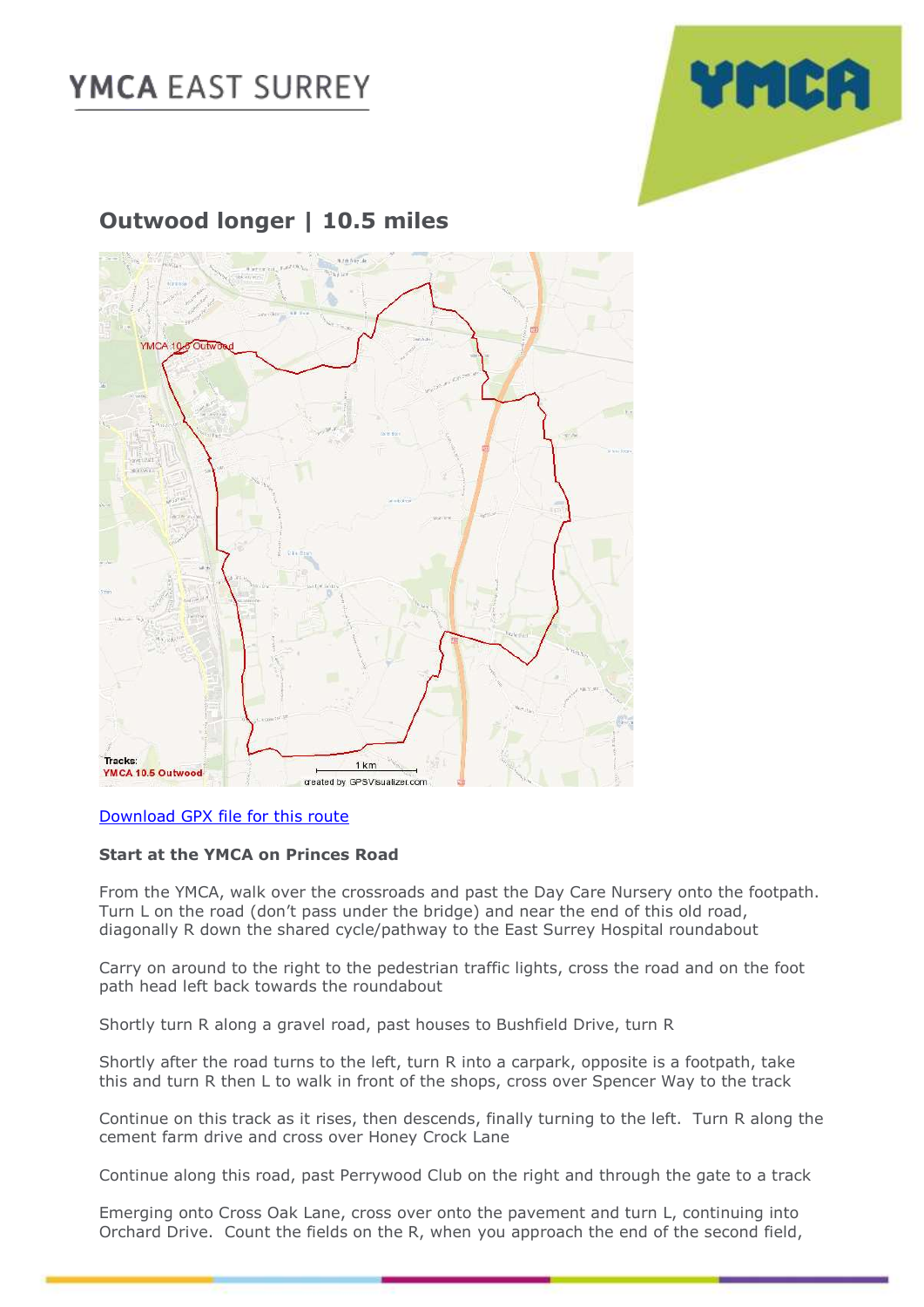YMCA EAST SURREY

## Outwood longer | 10.5 miles

[Download GPX file for this route]()

**Start at the YMCA on Princes Road**

From the YMCA, walk over the crossroads and past the Day Care Nursery onto the footpath. Turn L on the road (don't pass under the bridge) and near the end of this old road, diagonally R down the shared cycle/pathway to the East Surrey Hospital roundabout

Carry on around to the right to the pedestrian traffic lights, cross the road and on the foot path head left back towards the roundabout

Shortly turn R along a gravel road, past houses to Bushfield Drive, turn R

Shortly after the road turns to the left, turn R into a carpark, opposite is a footpath, take this and turn R then L to walk in front of the shops, cross over Spencer Way to the track

Continue on this track as it rises, then descends, finally turning to the left. Turn R along the cement farm drive and cross over Honey Crock Lane

Continue along this road, past Perrywood Club on the right and through the gate to a track

Emerging onto Cross Oak Lane, cross over onto the pavement and turn L, continuing into Orchard Drive. Count the fields on the R, when you approach the end of the second field,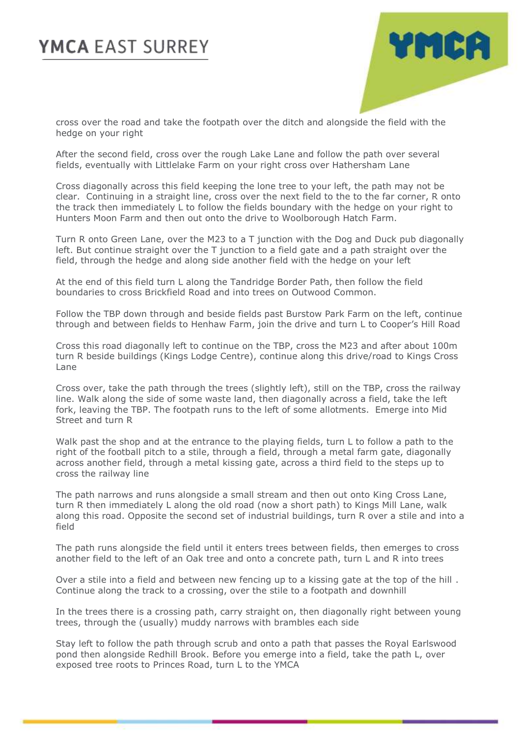cross over the road and take the footpath over the ditch and alongside the field with the hedge on your right

After the second field, cross over the rough Lake Lane and follow the path over several fields, eventually with Littlelake Farm on your right cross over Hathersham Lane

Cross diagonally across this field keeping the lone tree to your left, the path may not be clear. Continuing in a straight line, cross over the next field to the to the far corner, R onto the track then immediately L to follow the fields boundary with the hedge on your right to Hunters Moon Farm and then out onto the drive to Woolborough Hatch Farm.

Turn R onto Green Lane, over the M23 to a T junction with the Dog and Duck pub diagonally left. But continue straight over the T junction to a field gate and a path straight over the field, through the hedge and along side another field with the hedge on your left

At the end of this field turn L along the Tandridge Border Path, then follow the field boundaries to cross Brickfield Road and into trees on Outwood Common.

Follow the TBP down through and beside fields past Burstow Park Farm on the left, continue through and between fields to Henhaw Farm, join the drive and turn L to Cooper's Hill Road

Cross this road diagonally left to continue on the TBP, cross the M23 and after about 100m turn R beside buildings (Kings Lodge Centre), continue along this drive/road to Kings Cross Lane

Cross over, take the path through the trees (slightly left), still on the TBP, cross the railway line. Walk along the side of some waste land, then diagonally across a field, take the left fork, leaving the TBP. The footpath runs to the left of some allotments. Emerge into Mid Street and turn R

Walk past the shop and at the entrance to the playing fields, turn L to follow a path to the right of the football pitch to a stile, through a field, through a metal farm gate, diagonally across another field, through a metal kissing gate, across a third field to the steps up to cross the railway line

The path narrows and runs alongside a small stream and then out onto King Cross Lane, turn R then immediately L along the old road (now a short path) to Kings Mill Lane, walk along this road. Opposite the second set of industrial buildings, turn R over a stile and into a field

The path runs alongside the field until it enters trees between fields, then emerges to cross another field to the left of an Oak tree and onto a concrete path, turn L and R into trees

Over a stile into a field and between new fencing up to a kissing gate at the top of the hill . Continue along the track to a crossing, over the stile to a footpath and downhill

In the trees there is a crossing path, carry straight on, then diagonally right between young trees, through the (usually) muddy narrows with brambles each side

Stay left to follow the path through scrub and onto a path that passes the Royal Earlswood pond then alongside Redhill Brook. Before you emerge into a field, take the path L, over exposed tree roots to Princes Road, turn L to the YMCA